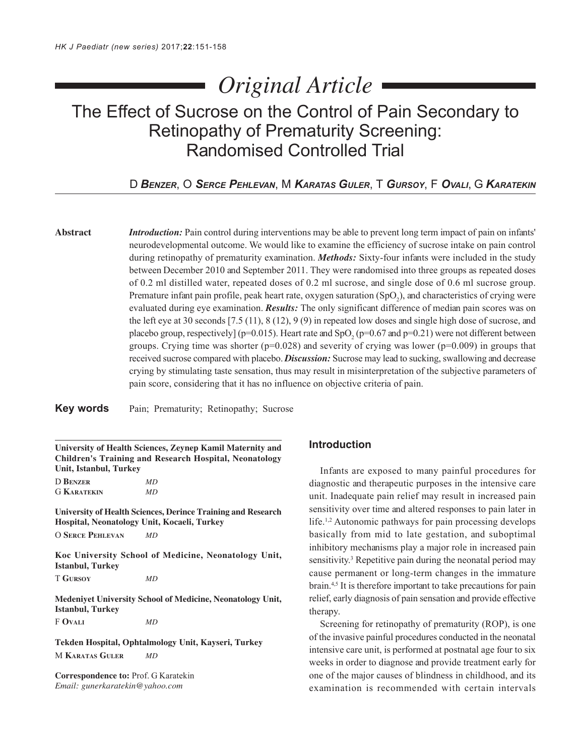Original Article

# The Effect of Sucrose on the Control of Pain Secondary to Retinopathy of Prematurity Screening: Randomised Controlled Trial

D ***Benzer***, O ***Serce Pehlevan***, M ***Karatas Guler***, T ***Gursoy***, F ***Ovali***, G ***Karatekin***

**Abstract**

***Introduction:*** Pain control during interventions may be able to prevent long term impact of pain on infants' neurodevelopmental outcome. We would like to examine the efficiency of sucrose intake on pain control during retinopathy of prematurity examination. ***Methods:*** Sixty-four infants were included in the study between December 2010 and September 2011. They were randomised into three groups as repeated doses of 0.2 ml distilled water, repeated doses of 0.2 ml sucrose, and single dose of 0.6 ml sucrose group. Premature infant pain profile, peak heart rate, oxygen saturation ($SpO_2$), and characteristics of crying were evaluated during eye examination. ***Results:*** The only significant difference of median pain scores was on the left eye at 30 seconds [7.5 (11), 8 (12), 9 (9) in repeated low doses and single high dose of sucrose, and placebo group, respectively] (p=0.015). Heart rate and $SpO_2$ (p=0.67 and p=0.21) were not different between groups. Crying time was shorter (p=0.028) and severity of crying was lower (p=0.009) in groups that received sucrose compared with placebo. ***Discussion:*** Sucrose may lead to sucking, swallowing and decrease crying by stimulating taste sensation, thus may result in misinterpretation of the subjective parameters of pain score, considering that it has no influence on objective criteria of pain.

**Key words** Pain; Prematurity; Retinopathy; Sucrose

**University of Health Sciences, Zeynep Kamil Maternity and Children's Training and Research Hospital, Neonatology Unit, Istanbul, Turkey**

D Benzer *MD*
G Karatekin *MD*

**University of Health Sciences, Derince Training and Research Hospital, Neonatology Unit, Kocaeli, Turkey**

O Serce Pehlevan *MD*

**Koc University School of Medicine, Neonatology Unit, Istanbul, Turkey**

T Gursoy *MD*

**Medeniyet University School of Medicine, Neonatology Unit, Istanbul, Turkey**

F Ovali *MD*

**Tekden Hospital, Ophtalmology Unit, Kayseri, Turkey**

M Karatas Guler *MD*

**Correspondence to:** Prof. G Karatekin
*Email: gunerkaratekin@yahoo.com*

## Introduction

Infants are exposed to many painful procedures for diagnostic and therapeutic purposes in the intensive care unit. Inadequate pain relief may result in increased pain sensitivity over time and altered responses to pain later in life.[1,2] Autonomic pathways for pain processing develops basically from mid to late gestation, and suboptimal inhibitory mechanisms play a major role in increased pain sensitivity.[3] Repetitive pain during the neonatal period may cause permanent or long-term changes in the immature brain.[4,5] It is therefore important to take precautions for pain relief, early diagnosis of pain sensation and provide effective therapy.

Screening for retinopathy of prematurity (ROP), is one of the invasive painful procedures conducted in the neonatal intensive care unit, is performed at postnatal age four to six weeks in order to diagnose and provide treatment early for one of the major causes of blindness in childhood, and its examination is recommended with certain intervals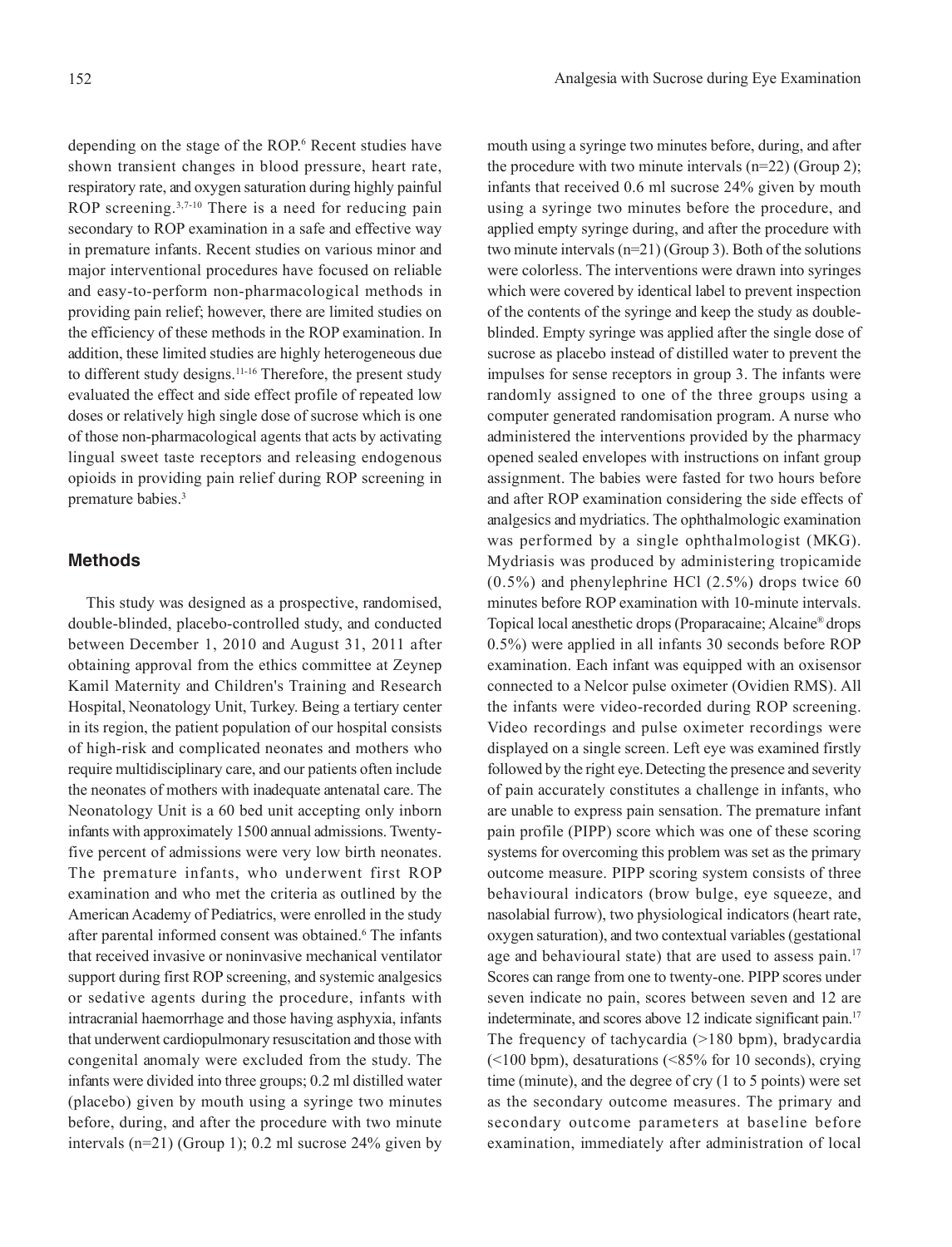depending on the stage of the ROP.[6] Recent studies have shown transient changes in blood pressure, heart rate, respiratory rate, and oxygen saturation during highly painful ROP screening.[3,7-10] There is a need for reducing pain secondary to ROP examination in a safe and effective way in premature infants. Recent studies on various minor and major interventional procedures have focused on reliable and easy-to-perform non-pharmacological methods in providing pain relief; however, there are limited studies on the efficiency of these methods in the ROP examination. In addition, these limited studies are highly heterogeneous due to different study designs.[11-16] Therefore, the present study evaluated the effect and side effect profile of repeated low doses or relatively high single dose of sucrose which is one of those non-pharmacological agents that acts by activating lingual sweet taste receptors and releasing endogenous opioids in providing pain relief during ROP screening in premature babies.[3]

## Methods

This study was designed as a prospective, randomised, double-blinded, placebo-controlled study, and conducted between December 1, 2010 and August 31, 2011 after obtaining approval from the ethics committee at Zeynep Kamil Maternity and Children's Training and Research Hospital, Neonatology Unit, Turkey. Being a tertiary center in its region, the patient population of our hospital consists of high-risk and complicated neonates and mothers who require multidisciplinary care, and our patients often include the neonates of mothers with inadequate antenatal care. The Neonatology Unit is a 60 bed unit accepting only inborn infants with approximately 1500 annual admissions. Twenty-five percent of admissions were very low birth neonates. The premature infants, who underwent first ROP examination and who met the criteria as outlined by the American Academy of Pediatrics, were enrolled in the study after parental informed consent was obtained.[6] The infants that received invasive or noninvasive mechanical ventilator support during first ROP screening, and systemic analgesics or sedative agents during the procedure, infants with intracranial haemorrhage and those having asphyxia, infants that underwent cardiopulmonary resuscitation and those with congenital anomaly were excluded from the study. The infants were divided into three groups; 0.2 ml distilled water (placebo) given by mouth using a syringe two minutes before, during, and after the procedure with two minute intervals (n=21) (Group 1); 0.2 ml sucrose 24% given by mouth using a syringe two minutes before, during, and after the procedure with two minute intervals (n=22) (Group 2); infants that received 0.6 ml sucrose 24% given by mouth using a syringe two minutes before the procedure, and applied empty syringe during, and after the procedure with two minute intervals (n=21) (Group 3). Both of the solutions were colorless. The interventions were drawn into syringes which were covered by identical label to prevent inspection of the contents of the syringe and keep the study as double-blinded. Empty syringe was applied after the single dose of sucrose as placebo instead of distilled water to prevent the impulses for sense receptors in group 3. The infants were randomly assigned to one of the three groups using a computer generated randomisation program. A nurse who administered the interventions provided by the pharmacy opened sealed envelopes with instructions on infant group assignment. The babies were fasted for two hours before and after ROP examination considering the side effects of analgesics and mydriatics. The ophthalmologic examination was performed by a single ophthalmologist (MKG). Mydriasis was produced by administering tropicamide (0.5%) and phenylephrine HCl (2.5%) drops twice 60 minutes before ROP examination with 10-minute intervals. Topical local anesthetic drops (Proparacaine; Alcaine® drops 0.5%) were applied in all infants 30 seconds before ROP examination. Each infant was equipped with an oxisensor connected to a Nelcor pulse oximeter (Ovidien RMS). All the infants were video-recorded during ROP screening. Video recordings and pulse oximeter recordings were displayed on a single screen. Left eye was examined firstly followed by the right eye. Detecting the presence and severity of pain accurately constitutes a challenge in infants, who are unable to express pain sensation. The premature infant pain profile (PIPP) score which was one of these scoring systems for overcoming this problem was set as the primary outcome measure. PIPP scoring system consists of three behavioural indicators (brow bulge, eye squeeze, and nasolabial furrow), two physiological indicators (heart rate, oxygen saturation), and two contextual variables (gestational age and behavioural state) that are used to assess pain.[17] Scores can range from one to twenty-one. PIPP scores under seven indicate no pain, scores between seven and 12 are indeterminate, and scores above 12 indicate significant pain.[17] The frequency of tachycardia (>180 bpm), bradycardia (<100 bpm), desaturations (<85% for 10 seconds), crying time (minute), and the degree of cry (1 to 5 points) were set as the secondary outcome measures. The primary and secondary outcome parameters at baseline before examination, immediately after administration of local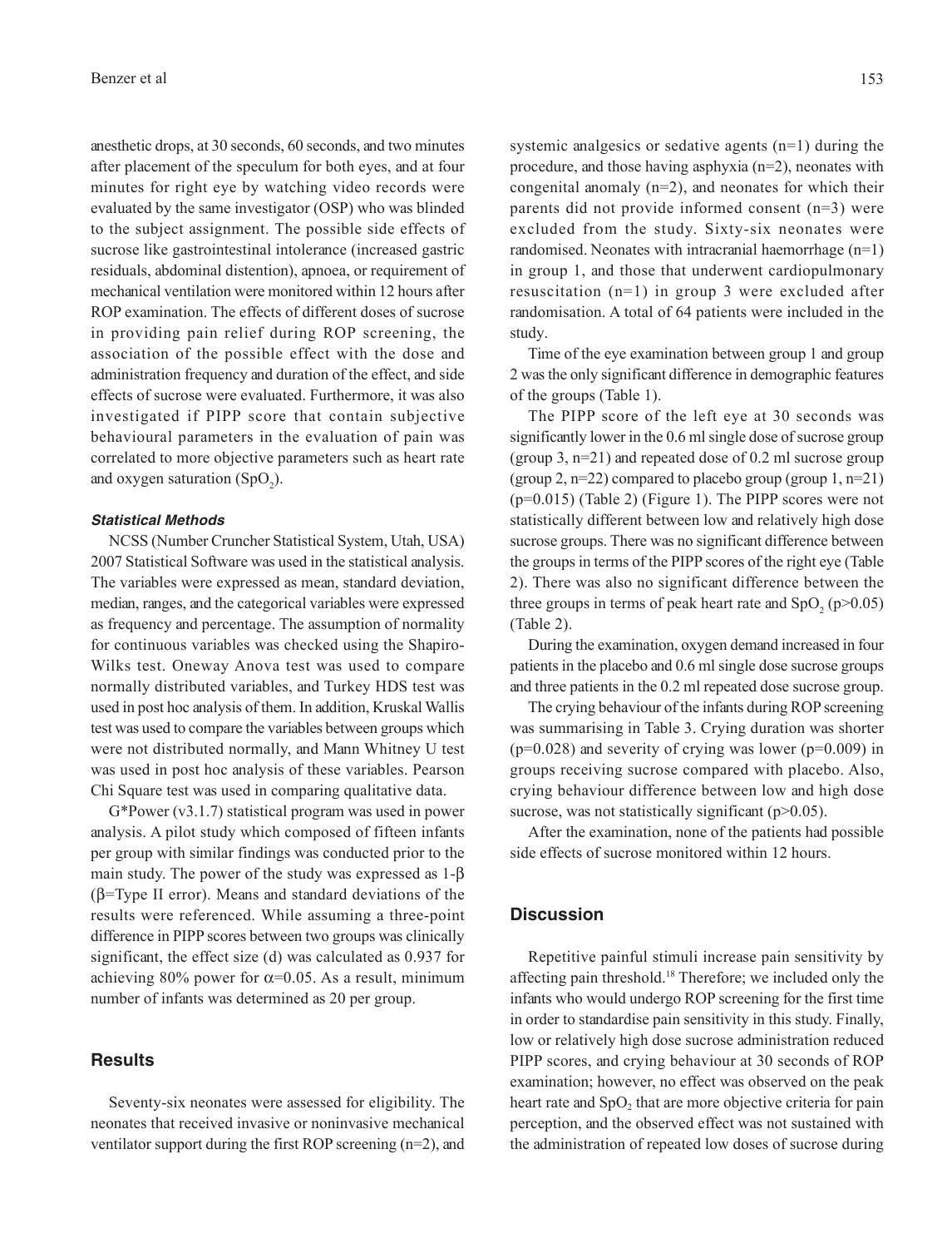anesthetic drops, at 30 seconds, 60 seconds, and two minutes after placement of the speculum for both eyes, and at four minutes for right eye by watching video records were evaluated by the same investigator (OSP) who was blinded to the subject assignment. The possible side effects of sucrose like gastrointestinal intolerance (increased gastric residuals, abdominal distention), apnoea, or requirement of mechanical ventilation were monitored within 12 hours after ROP examination. The effects of different doses of sucrose in providing pain relief during ROP screening, the association of the possible effect with the dose and administration frequency and duration of the effect, and side effects of sucrose were evaluated. Furthermore, it was also investigated if PIPP score that contain subjective behavioural parameters in the evaluation of pain was correlated to more objective parameters such as heart rate and oxygen saturation ($SpO_2$).

#### *Statistical Methods*

NCSS (Number Cruncher Statistical System, Utah, USA) 2007 Statistical Software was used in the statistical analysis. The variables were expressed as mean, standard deviation, median, ranges, and the categorical variables were expressed as frequency and percentage. The assumption of normality for continuous variables was checked using the Shapiro-Wilks test. Oneway Anova test was used to compare normally distributed variables, and Turkey HDS test was used in post hoc analysis of them. In addition, Kruskal Wallis test was used to compare the variables between groups which were not distributed normally, and Mann Whitney U test was used in post hoc analysis of these variables. Pearson Chi Square test was used in comparing qualitative data.

G*Power (v3.1.7) statistical program was used in power analysis. A pilot study which composed of fifteen infants per group with similar findings was conducted prior to the main study. The power of the study was expressed as $1-\beta$ ($\beta$=Type II error). Means and standard deviations of the results were referenced. While assuming a three-point difference in PIPP scores between two groups was clinically significant, the effect size (d) was calculated as 0.937 for achieving 80% power for $\alpha$=0.05. As a result, minimum number of infants was determined as 20 per group.

## Results

Seventy-six neonates were assessed for eligibility. The neonates that received invasive or noninvasive mechanical ventilator support during the first ROP screening (n=2), and systemic analgesics or sedative agents (n=1) during the procedure, and those having asphyxia (n=2), neonates with congenital anomaly (n=2), and neonates for which their parents did not provide informed consent (n=3) were excluded from the study. Sixty-six neonates were randomised. Neonates with intracranial haemorrhage (n=1) in group 1, and those that underwent cardiopulmonary resuscitation (n=1) in group 3 were excluded after randomisation. A total of 64 patients were included in the study.

Time of the eye examination between group 1 and group 2 was the only significant difference in demographic features of the groups (Table 1).

The PIPP score of the left eye at 30 seconds was significantly lower in the 0.6 ml single dose of sucrose group (group 3, n=21) and repeated dose of 0.2 ml sucrose group (group 2, n=22) compared to placebo group (group 1, n=21) (p=0.015) (Table 2) (Figure 1). The PIPP scores were not statistically different between low and relatively high dose sucrose groups. There was no significant difference between the groups in terms of the PIPP scores of the right eye (Table 2). There was also no significant difference between the three groups in terms of peak heart rate and $SpO_2$ (p>0.05) (Table 2).

During the examination, oxygen demand increased in four patients in the placebo and 0.6 ml single dose sucrose groups and three patients in the 0.2 ml repeated dose sucrose group.

The crying behaviour of the infants during ROP screening was summarising in Table 3. Crying duration was shorter (p=0.028) and severity of crying was lower (p=0.009) in groups receiving sucrose compared with placebo. Also, crying behaviour difference between low and high dose sucrose, was not statistically significant (p>0.05).

After the examination, none of the patients had possible side effects of sucrose monitored within 12 hours.

## Discussion

Repetitive painful stimuli increase pain sensitivity by affecting pain threshold.[18] Therefore; we included only the infants who would undergo ROP screening for the first time in order to standardise pain sensitivity in this study. Finally, low or relatively high dose sucrose administration reduced PIPP scores, and crying behaviour at 30 seconds of ROP examination; however, no effect was observed on the peak heart rate and $SpO_2$ that are more objective criteria for pain perception, and the observed effect was not sustained with the administration of repeated low doses of sucrose during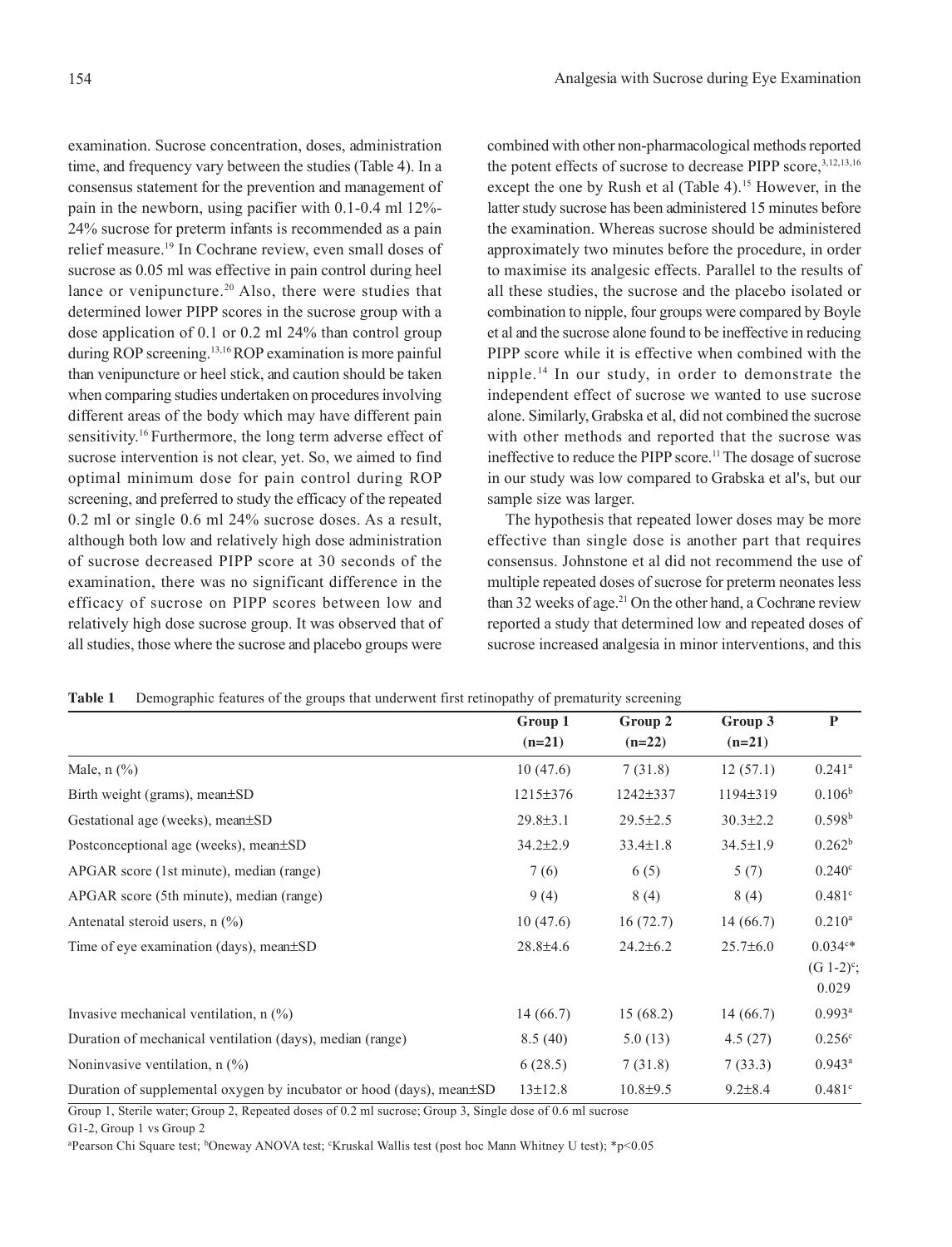examination. Sucrose concentration, doses, administration time, and frequency vary between the studies (Table 4). In a consensus statement for the prevention and management of pain in the newborn, using pacifier with 0.1-0.4 ml 12%-24% sucrose for preterm infants is recommended as a pain relief measure.[19] In Cochrane review, even small doses of sucrose as 0.05 ml was effective in pain control during heel lance or venipuncture.[20] Also, there were studies that determined lower PIPP scores in the sucrose group with a dose application of 0.1 or 0.2 ml 24% than control group during ROP screening.[13,16] ROP examination is more painful than venipuncture or heel stick, and caution should be taken when comparing studies undertaken on procedures involving different areas of the body which may have different pain sensitivity.[16] Furthermore, the long term adverse effect of sucrose intervention is not clear, yet. So, we aimed to find optimal minimum dose for pain control during ROP screening, and preferred to study the efficacy of the repeated 0.2 ml or single 0.6 ml 24% sucrose doses. As a result, although both low and relatively high dose administration of sucrose decreased PIPP score at 30 seconds of the examination, there was no significant difference in the efficacy of sucrose on PIPP scores between low and relatively high dose sucrose group. It was observed that of all studies, those where the sucrose and placebo groups were combined with other non-pharmacological methods reported the potent effects of sucrose to decrease PIPP score,[3,12,13,16] except the one by Rush et al (Table 4).[15] However, in the latter study sucrose has been administered 15 minutes before the examination. Whereas sucrose should be administered approximately two minutes before the procedure, in order to maximise its analgesic effects. Parallel to the results of all these studies, the sucrose and the placebo isolated or combination to nipple, four groups were compared by Boyle et al and the sucrose alone found to be ineffective in reducing PIPP score while it is effective when combined with the nipple.[14] In our study, in order to demonstrate the independent effect of sucrose we wanted to use sucrose alone. Similarly, Grabska et al, did not combined the sucrose with other methods and reported that the sucrose was ineffective to reduce the PIPP score.[11] The dosage of sucrose in our study was low compared to Grabska et al's, but our sample size was larger.

The hypothesis that repeated lower doses may be more effective than single dose is another part that requires consensus. Johnstone et al did not recommend the use of multiple repeated doses of sucrose for preterm neonates less than 32 weeks of age.[21] On the other hand, a Cochrane review reported a study that determined low and repeated doses of sucrose increased analgesia in minor interventions, and this

**Table 1** Demographic features of the groups that underwent first retinopathy of prematurity screening

| | Group 1 (n=21) | Group 2 (n=22) | Group 3 (n=21) | P |
|---|---|---|---|---|
| Male, n (%) | 10 (47.6) | 7 (31.8) | 12 (57.1) | 0.241[a] |
| Birth weight (grams), mean±SD | 1215±376 | 1242±337 | 1194±319 | 0.106[b] |
| Gestational age (weeks), mean±SD | 29.8±3.1 | 29.5±2.5 | 30.3±2.2 | 0.598[b] |
| Postconceptional age (weeks), mean±SD | 34.2±2.9 | 33.4±1.8 | 34.5±1.9 | 0.262[b] |
| APGAR score (1st minute), median (range) | 7 (6) | 6 (5) | 5 (7) | 0.240[c] |
| APGAR score (5th minute), median (range) | 9 (4) | 8 (4) | 8 (4) | 0.481[c] |
| Antenatal steroid users, n (%) | 10 (47.6) | 16 (72.7) | 14 (66.7) | 0.210[a] |
| Time of eye examination (days), mean±SD | 28.8±4.6 | 24.2±6.2 | 25.7±6.0 | 0.034[c]* (G 1-2)[c]; 0.029 |
| Invasive mechanical ventilation, n (%) | 14 (66.7) | 15 (68.2) | 14 (66.7) | 0.993[a] |
| Duration of mechanical ventilation (days), median (range) | 8.5 (40) | 5.0 (13) | 4.5 (27) | 0.256[c] |
| Noninvasive ventilation, n (%) | 6 (28.5) | 7 (31.8) | 7 (33.3) | 0.943[a] |
| Duration of supplemental oxygen by incubator or hood (days), mean±SD | 13±12.8 | 10.8±9.5 | 9.2±8.4 | 0.481[c] |

Group 1, Sterile water; Group 2, Repeated doses of 0.2 ml sucrose; Group 3, Single dose of 0.6 ml sucrose

G1-2, Group 1 vs Group 2

[a]Pearson Chi Square test; [b]Oneway ANOVA test; [c]Kruskal Wallis test (post hoc Mann Whitney U test); *$p<0.05$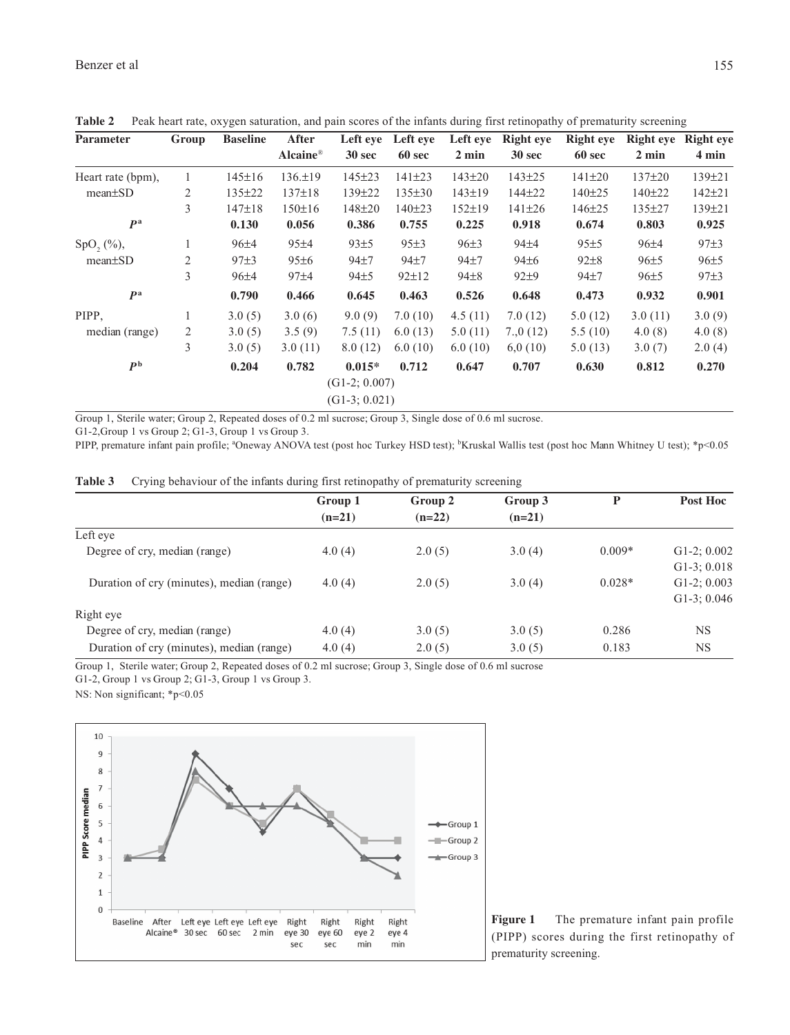**Table 2** Peak heart rate, oxygen saturation, and pain scores of the infants during first retinopathy of prematurity screening

| Parameter | Group | Baseline | After Alcaine® | Left eye 30 sec | Left eye 60 sec | Left eye 2 min | Right eye 30 sec | Right eye 60 sec | Right eye 2 min | Right eye 4 min |
|---|---|---|---|---|---|---|---|---|---|---|
| Heart rate (bpm), | 1 | 145±16 | 136.±19 | 145±23 | 141±23 | 143±20 | 143±25 | 141±20 | 137±20 | 139±21 |
| mean±SD | 2 | 135±22 | 137±18 | 139±22 | 135±30 | 143±19 | 144±22 | 140±25 | 140±22 | 142±21 |
| | 3 | 147±18 | 150±16 | 148±20 | 140±23 | 152±19 | 141±26 | 146±25 | 135±27 | 139±21 |
| ***P***[a] | | **0.130** | **0.056** | **0.386** | **0.755** | **0.225** | **0.918** | **0.674** | **0.803** | **0.925** |
| $SpO_2$ (%), | 1 | 96±4 | 95±4 | 93±5 | 95±3 | 96±3 | 94±4 | 95±5 | 96±4 | 97±3 |
| mean±SD | 2 | 97±3 | 95±6 | 94±7 | 94±7 | 94±7 | 94±6 | 92±8 | 96±5 | 96±5 |
| | 3 | 96±4 | 97±4 | 94±5 | 92±12 | 94±8 | 92±9 | 94±7 | 96±5 | 97±3 |
| ***P***[a] | | **0.790** | **0.466** | **0.645** | **0.463** | **0.526** | **0.648** | **0.473** | **0.932** | **0.901** |
| PIPP, | 1 | 3.0 (5) | 3.0 (6) | 9.0 (9) | 7.0 (10) | 4.5 (11) | 7.0 (12) | 5.0 (12) | 3.0 (11) | 3.0 (9) |
| median (range) | 2 | 3.0 (5) | 3.5 (9) | 7.5 (11) | 6.0 (13) | 5.0 (11) | 7.,0 (12) | 5.5 (10) | 4.0 (8) | 4.0 (8) |
| | 3 | 3.0 (5) | 3.0 (11) | 8.0 (12) | 6.0 (10) | 6.0 (10) | 6,0 (10) | 5.0 (13) | 3.0 (7) | 2.0 (4) |
| ***P***[b] | | **0.204** | **0.782** | **0.015*** (G1-2; 0.007) (G1-3; 0.021) | **0.712** | **0.647** | **0.707** | **0.630** | **0.812** | **0.270** |

Group 1, Sterile water; Group 2, Repeated doses of 0.2 ml sucrose; Group 3, Single dose of 0.6 ml sucrose.
G1-2,Group 1 vs Group 2; G1-3, Group 1 vs Group 3.
PIPP, premature infant pain profile; [a]Oneway ANOVA test (post hoc Turkey HSD test); [b]Kruskal Wallis test (post hoc Mann Whitney U test); *p<0.05

**Table 3** Crying behaviour of the infants during first retinopathy of prematurity screening

| | Group 1 (n=21) | Group 2 (n=22) | Group 3 (n=21) | P | Post Hoc |
|---|---|---|---|---|---|
| Left eye | | | | | |
| Degree of cry, median (range) | 4.0 (4) | 2.0 (5) | 3.0 (4) | 0.009* | G1-2; 0.002 G1-3; 0.018 |
| Duration of cry (minutes), median (range) | 4.0 (4) | 2.0 (5) | 3.0 (4) | 0.028* | G1-2; 0.003 G1-3; 0.046 |
| Right eye | | | | | |
| Degree of cry, median (range) | 4.0 (4) | 3.0 (5) | 3.0 (5) | 0.286 | NS |
| Duration of cry (minutes), median (range) | 4.0 (4) | 2.0 (5) | 3.0 (5) | 0.183 | NS |

Group 1, Sterile water; Group 2, Repeated doses of 0.2 ml sucrose; Group 3, Single dose of 0.6 ml sucrose
G1-2, Group 1 vs Group 2; G1-3, Group 1 vs Group 3.
NS: Non significant; *p<0.05

**Figure 1** The premature infant pain profile (PIPP) scores during the first retinopathy of prematurity screening.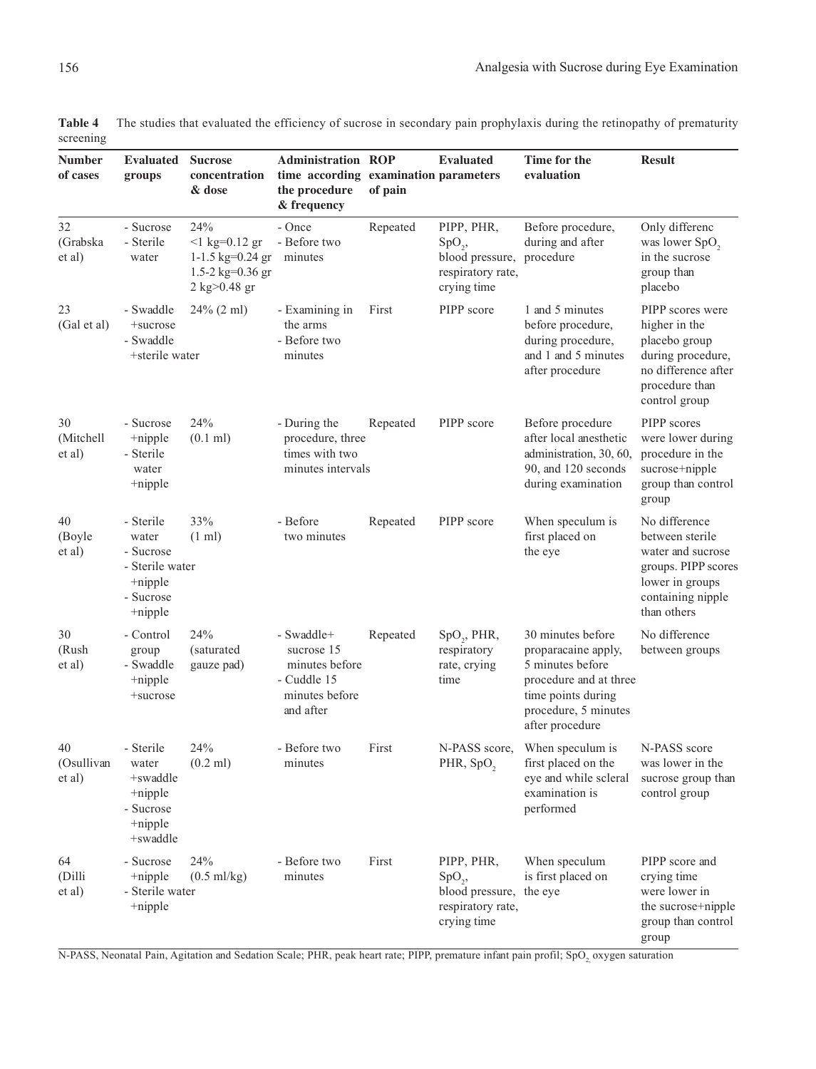**Table 4** The studies that evaluated the efficiency of sucrose in secondary pain prophylaxis during the retinopathy of prematurity screening

| Number of cases | Evaluated groups | Sucrose concentration & dose | Administration time according the procedure & frequency | ROP examination of pain | Evaluated parameters | Time for the evaluation | Result |
|---|---|---|---|---|---|---|---|
| 32 (Grabska et al) | - Sucrose<br>- Sterile water | 24%<br><1 kg=0.12 gr<br>1-1.5 kg=0.24 gr<br>1.5-2 kg=0.36 gr<br>2 kg>0.48 gr | - Once<br>- Before two minutes | Repeated | PIPP, PHR, $SpO_2$, blood pressure, respiratory rate, crying time | Before procedure, during and after procedure | Only differenc was lower $SpO_2$ in the sucrose group than placebo |
| 23 (Gal et al) | - Swaddle +sucrose<br>- Swaddle +sterile water | 24% (2 ml) | - Examining in the arms<br>- Before two minutes | First | PIPP score | 1 and 5 minutes before procedure, during procedure, and 1 and 5 minutes after procedure | PIPP scores were higher in the placebo group during procedure, no difference after procedure than control group |
| 30 (Mitchell et al) | - Sucrose +nipple<br>- Sterile water +nipple | 24% (0.1 ml) | - During the procedure, three times with two minutes intervals | Repeated | PIPP score | Before procedure after local anesthetic administration, 30, 60, 90, and 120 seconds during examination | PIPP scores were lower during procedure in the sucrose+nipple group than control group |
| 40 (Boyle et al) | - Sterile water<br>- Sucrose<br>- Sterile water +nipple<br>- Sucrose +nipple | 33% (1 ml) | - Before two minutes | Repeated | PIPP score | When speculum is first placed on the eye | No difference between sterile water and sucrose groups. PIPP scores lower in groups containing nipple than others |
| 30 (Rush et al) | - Control group<br>- Swaddle +nipple +sucrose | 24% (saturated gauze pad) | - Swaddle+ sucrose 15 minutes before<br>- Cuddle 15 minutes before and after | Repeated | $SpO_2$, PHR, respiratory rate, crying time | 30 minutes before proparacaine apply, 5 minutes before procedure and at three time points during procedure, 5 minutes after procedure | No difference between groups |
| 40 (Osullivan et al) | - Sterile water +swaddle +nipple<br>- Sucrose +nipple +swaddle | 24% (0.2 ml) | - Before two minutes | First | N-PASS score, PHR, $SpO_2$ | When speculum is first placed on the eye and while scleral examination is performed | N-PASS score was lower in the sucrose group than control group |
| 64 (Dilli et al) | - Sucrose +nipple<br>- Sterile water +nipple | 24% (0.5 ml/kg) | - Before two minutes | First | PIPP, PHR, $SpO_2$, blood pressure, respiratory rate, crying time | When speculum is first placed on the eye | PIPP score and crying time were lower in the sucrose+nipple group than control group |

N-PASS, Neonatal Pain, Agitation and Sedation Scale; PHR, peak heart rate; PIPP, premature infant pain profil; $SpO_2$, oxygen saturation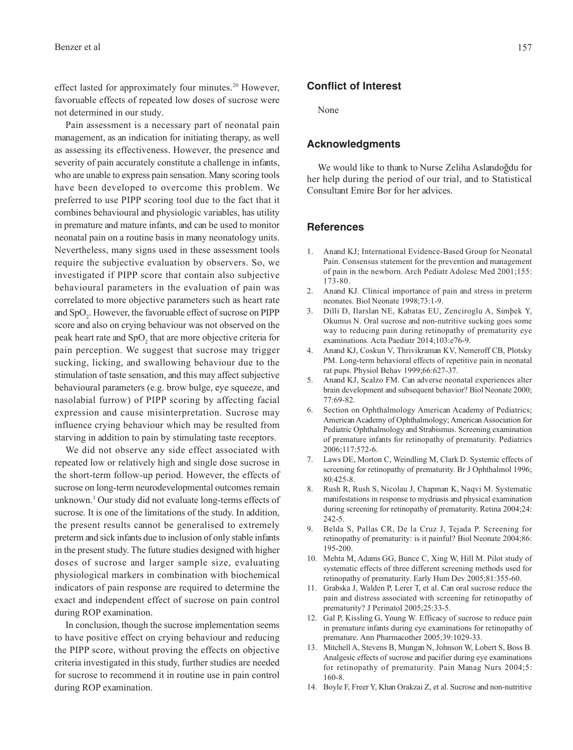effect lasted for approximately four minutes.[20] However, favouruable effects of repeated low doses of sucrose were not determined in our study.

Pain assessment is a necessary part of neonatal pain management, as an indication for initiating therapy, as well as assessing its effectiveness. However, the presence and severity of pain accurately constitute a challenge in infants, who are unable to express pain sensation. Many scoring tools have been developed to overcome this problem. We preferred to use PIPP scoring tool due to the fact that it combines behavioural and physiologic variables, has utility in premature and mature infants, and can be used to monitor neonatal pain on a routine basis in many neonatology units. Nevertheless, many signs used in these assessment tools require the subjective evaluation by observers. So, we investigated if PIPP score that contain also subjective behavioural parameters in the evaluation of pain was correlated to more objective parameters such as heart rate and $SpO_2$. However, the favouruable effect of sucrose on PIPP score and also on crying behaviour was not observed on the peak heart rate and $SpO_2$ that are more objective criteria for pain perception. We suggest that sucrose may trigger sucking, licking, and swallowing behaviour due to the stimulation of taste sensation, and this may affect subjective behavioural parameters (e.g. brow bulge, eye squeeze, and nasolabial furrow) of PIPP scoring by affecting facial expression and cause misinterpretation. Sucrose may influence crying behaviour which may be resulted from starving in addition to pain by stimulating taste receptors.

We did not observe any side effect associated with repeated low or relatively high and single dose sucrose in the short-term follow-up period. However, the effects of sucrose on long-term neurodevelopmental outcomes remain unknown.[3] Our study did not evaluate long-terms effects of sucrose. It is one of the limitations of the study. In addition, the present results cannot be generalised to extremely preterm and sick infants due to inclusion of only stable infants in the present study. The future studies designed with higher doses of sucrose and larger sample size, evaluating physiological markers in combination with biochemical indicators of pain response are required to determine the exact and independent effect of sucrose on pain control during ROP examination.

In conclusion, though the sucrose implementation seems to have positive effect on crying behaviour and reducing the PIPP score, without proving the effects on objective criteria investigated in this study, further studies are needed for sucrose to recommend it in routine use in pain control during ROP examination.

## Conflict of Interest

None

## Acknowledgments

We would like to thank to Nurse Zeliha Aslandoğdu for her help during the period of our trial, and to Statistical Consultant Emire Bor for her advices.

## References

1. Anand KJ; International Evidence-Based Group for Neonatal Pain. Consensus statement for the prevention and management of pain in the newborn. Arch Pediatr Adolesc Med 2001;155: 173-80.
2. Anand KJ. Clinical importance of pain and stress in preterm neonates. Biol Neonate 1998;73:1-9.
3. Dilli D, Ilarslan NE, Kabatas EU, Zenciroglu A, Simþek Y, Okumus N. Oral sucrose and non-nutritive sucking goes some way to reducing pain during retinopathy of prematurity eye examinations. Acta Paediatr 2014;103:e76-9.
4. Anand KJ, Coskun V, Thrivikraman KV, Nemeroff CB, Plotsky PM. Long-term behavioral effects of repetitive pain in neonatal rat pups. Physiol Behav 1999;66:627-37.
5. Anand KJ, Scalzo FM. Can adverse neonatal experiences alter brain development and subsequent behavior? Biol Neonate 2000; 77:69-82.
6. Section on Ophthalmology American Academy of Pediatrics; American Academy of Ophthalmology; American Association for Pediatric Ophthalmology and Strabismus. Screening examination of premature infants for retinopathy of prematurity. Pediatrics 2006;117:572-6.
7. Laws DE, Morton C, Weindling M, Clark D. Systemic effects of screening for retinopathy of prematurity. Br J Ophthalmol 1996; 80:425-8.
8. Rush R, Rush S, Nicolau J, Chapman K, Naqvi M. Systematic manifestations in response to mydriasis and physical examination during screening for retinopathy of prematurity. Retina 2004;24: 242-5.
9. Belda S, Pallas CR, De la Cruz J, Tejada P. Screening for retinopathy of prematurity: is it painful? Biol Neonate 2004;86: 195-200.
10. Mehta M, Adams GG, Bunce C, Xing W, Hill M. Pilot study of systematic effects of three different screening methods used for retinopathy of prematurity. Early Hum Dev 2005;81:355-60.
11. Grabska J, Walden P, Lerer T, et al. Can oral sucrose reduce the pain and distress associated with screening for retinopathy of prematurity? J Perinatol 2005;25:33-5.
12. Gal P, Kissling G, Young W. Efficacy of sucrose to reduce pain in premature infants during eye examinations for retinopathy of premature. Ann Pharmacother 2005;39:1029-33.
13. Mitchell A, Stevens B, Mungan N, Johnson W, Lobert S, Boss B. Analgesic effects of sucrose and pacifier during eye examinations for retinopathy of prematurity. Pain Manag Nurs 2004;5: 160-8.
14. Boyle F, Freer Y, Khan Orakzai Z, et al. Sucrose and non-nutritive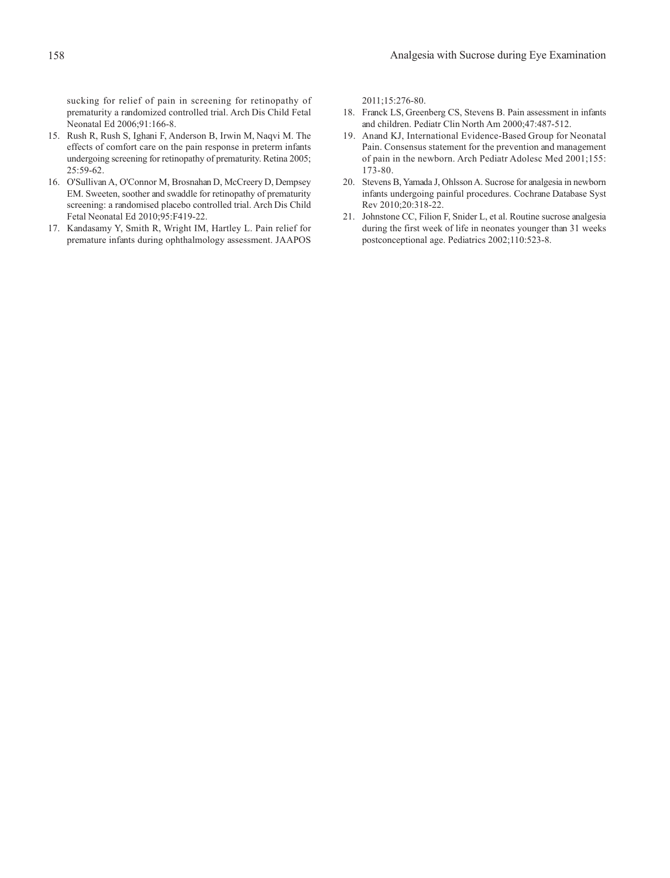sucking for relief of pain in screening for retinopathy of prematurity a randomized controlled trial. Arch Dis Child Fetal Neonatal Ed 2006;91:166-8.

15. Rush R, Rush S, Ighani F, Anderson B, Irwin M, Naqvi M. The effects of comfort care on the pain response in preterm infants undergoing screening for retinopathy of prematurity. Retina 2005; 25:59-62.
16. O'Sullivan A, O'Connor M, Brosnahan D, McCreery D, Dempsey EM. Sweeten, soother and swaddle for retinopathy of prematurity screening: a randomised placebo controlled trial. Arch Dis Child Fetal Neonatal Ed 2010;95:F419-22.
17. Kandasamy Y, Smith R, Wright IM, Hartley L. Pain relief for premature infants during ophthalmology assessment. JAAPOS 2011;15:276-80.
18. Franck LS, Greenberg CS, Stevens B. Pain assessment in infants and children. Pediatr Clin North Am 2000;47:487-512.
19. Anand KJ, International Evidence-Based Group for Neonatal Pain. Consensus statement for the prevention and management of pain in the newborn. Arch Pediatr Adolesc Med 2001;155: 173-80.
20. Stevens B, Yamada J, Ohlsson A. Sucrose for analgesia in newborn infants undergoing painful procedures. Cochrane Database Syst Rev 2010;20:318-22.
21. Johnstone CC, Filion F, Snider L, et al. Routine sucrose analgesia during the first week of life in neonates younger than 31 weeks postconceptional age. Pediatrics 2002;110:523-8.